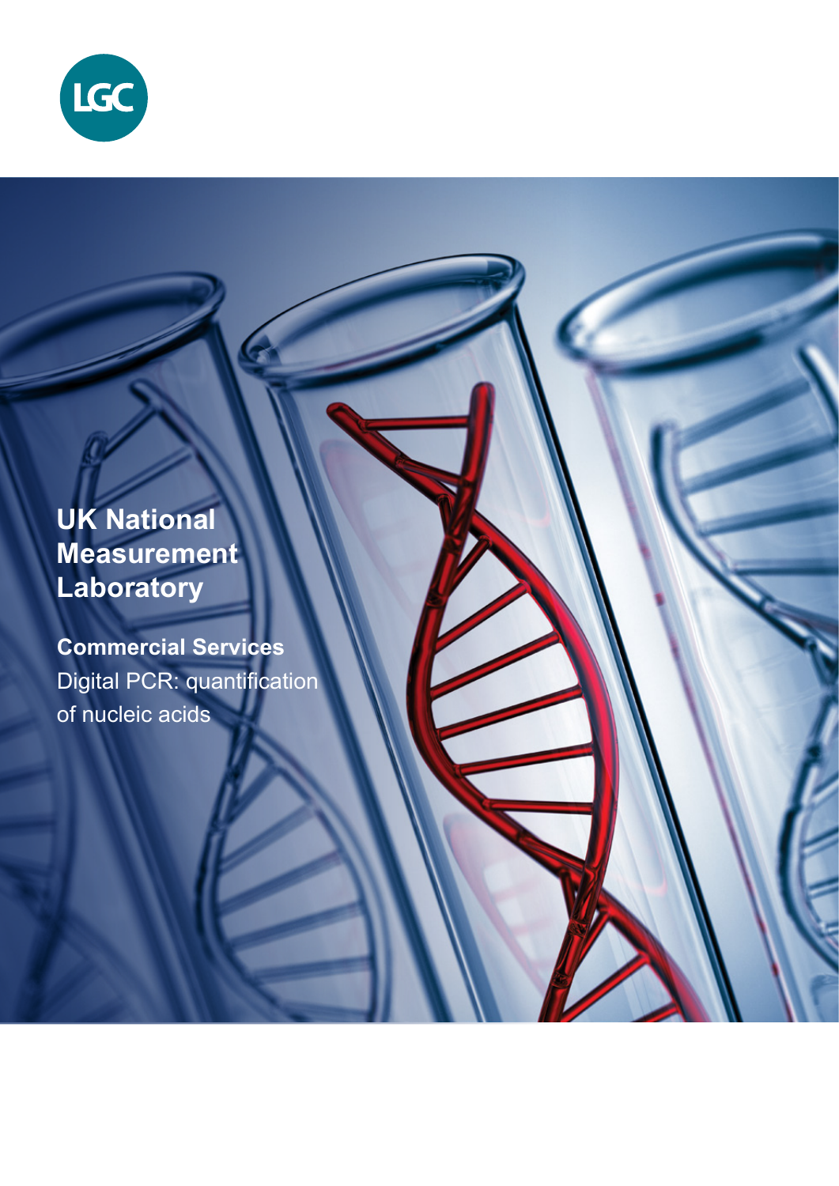LGC

# UK National Measurement Laboratory

## Commercial Services

Digital PCR: quantification of nucleic acids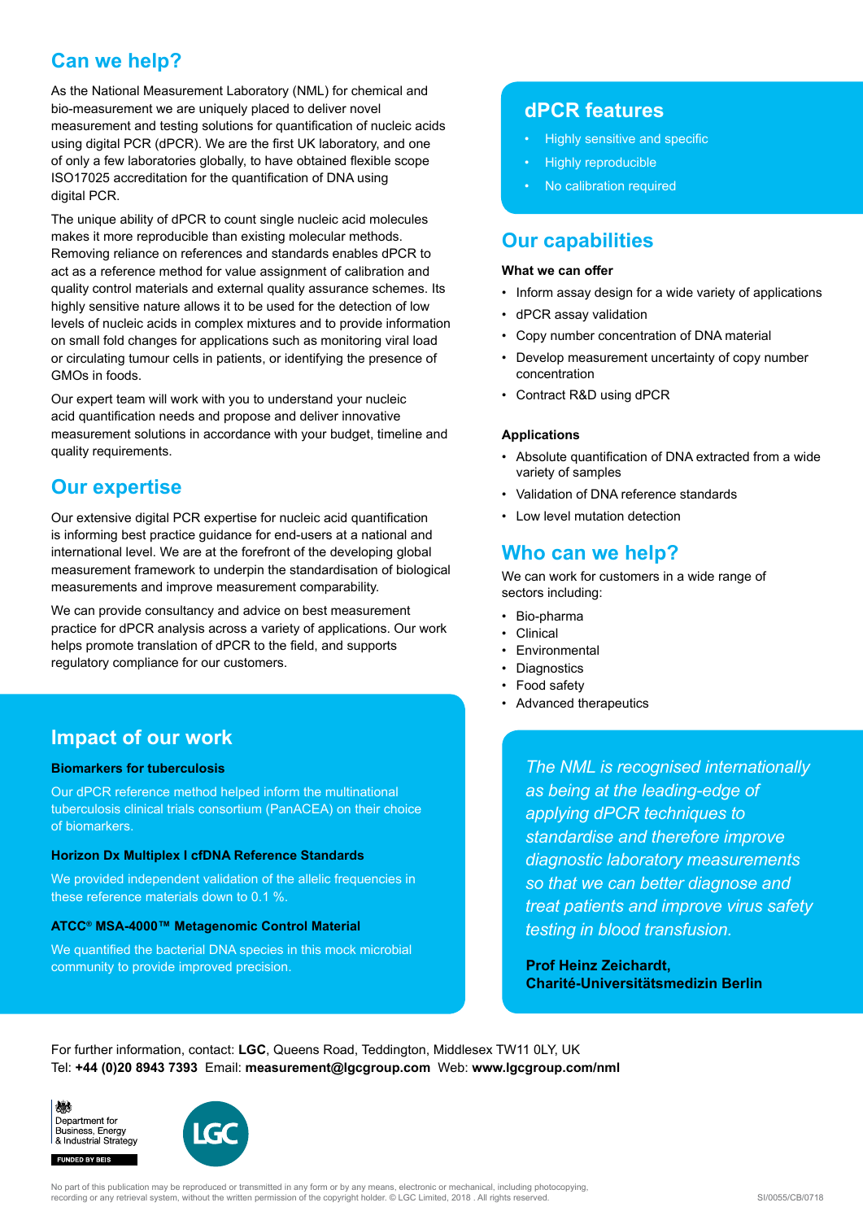## Can we help?

As the National Measurement Laboratory (NML) for chemical and bio-measurement we are uniquely placed to deliver novel measurement and testing solutions for quantification of nucleic acids using digital PCR (dPCR). We are the first UK laboratory, and one of only a few laboratories globally, to have obtained flexible scope ISO17025 accreditation for the quantification of DNA using digital PCR.

The unique ability of dPCR to count single nucleic acid molecules makes it more reproducible than existing molecular methods. Removing reliance on references and standards enables dPCR to act as a reference method for value assignment of calibration and quality control materials and external quality assurance schemes. Its highly sensitive nature allows it to be used for the detection of low levels of nucleic acids in complex mixtures and to provide information on small fold changes for applications such as monitoring viral load or circulating tumour cells in patients, or identifying the presence of GMOs in foods.

Our expert team will work with you to understand your nucleic acid quantification needs and propose and deliver innovative measurement solutions in accordance with your budget, timeline and quality requirements.

## Our expertise

Our extensive digital PCR expertise for nucleic acid quantification is informing best practice guidance for end-users at a national and international level. We are at the forefront of the developing global measurement framework to underpin the standardisation of biological measurements and improve measurement comparability.

We can provide consultancy and advice on best measurement practice for dPCR analysis across a variety of applications. Our work helps promote translation of dPCR to the field, and supports regulatory compliance for our customers.

## Impact of our work

**Biomarkers for tuberculosis**

Our dPCR reference method helped inform the multinational tuberculosis clinical trials consortium (PanACEA) on their choice of biomarkers.

**Horizon Dx Multiplex I cfDNA Reference Standards**

We provided independent validation of the allelic frequencies in these reference materials down to 0.1 %.

**ATCC® MSA-4000™ Metagenomic Control Material**

We quantified the bacterial DNA species in this mock microbial community to provide improved precision.

## dPCR features

- Highly sensitive and specific
- Highly reproducible
- No calibration required

## Our capabilities

**What we can offer**

- Inform assay design for a wide variety of applications
- dPCR assay validation
- Copy number concentration of DNA material
- Develop measurement uncertainty of copy number concentration
- Contract R&D using dPCR

**Applications**

- Absolute quantification of DNA extracted from a wide variety of samples
- Validation of DNA reference standards
- Low level mutation detection

## Who can we help?

We can work for customers in a wide range of sectors including:

- Bio-pharma
- Clinical
- Environmental
- Diagnostics
- Food safety
- Advanced therapeutics

*The NML is recognised internationally as being at the leading-edge of applying dPCR techniques to standardise and therefore improve diagnostic laboratory measurements so that we can better diagnose and treat patients and improve virus safety testing in blood transfusion.*

**Prof Heinz Zeichardt,**
**Charité-Universitätsmedizin Berlin**

For further information, contact: **LGC**, Queens Road, Teddington, Middlesex TW11 0LY, UK
Tel: **+44 (0)20 8943 7393** Email: **measurement@lgcgroup.com** Web: **www.lgcgroup.com/nml**

Department for Business, Energy & Industrial Strategy
FUNDED BY BEIS

LGC

No part of this publication may be reproduced or transmitted in any form or by any means, electronic or mechanical, including photocopying, recording or any retrieval system, without the written permission of the copyright holder. © LGC Limited, 2018 . All rights reserved.

SI/0055/CB/0718